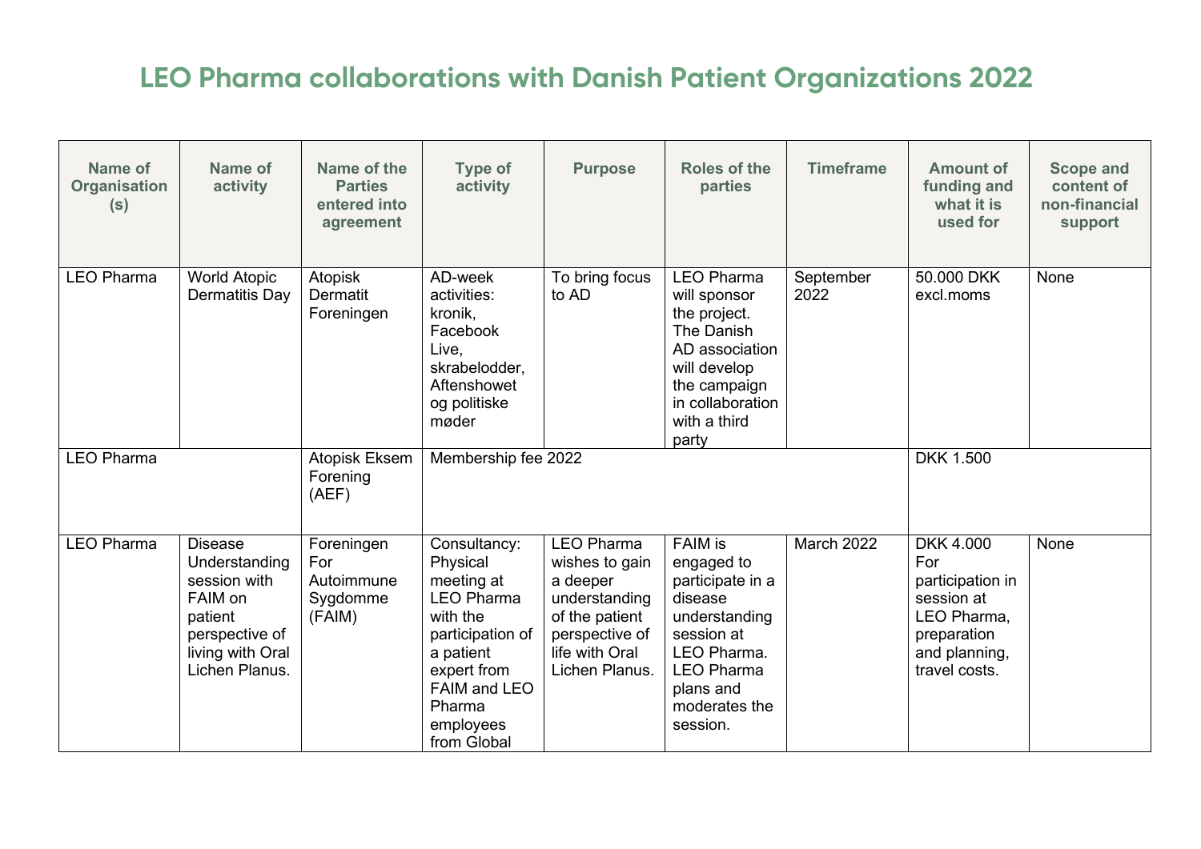# LEO Pharma collaborations with Danish Patient Organizations 2022

| Name of Organisation (s) | Name of activity | Name of the Parties entered into agreement | Type of activity | Purpose | Roles of the parties | Timeframe | Amount of funding and what it is used for | Scope and content of non-financial support |
|---|---|---|---|---|---|---|---|---|
| LEO Pharma | World Atopic Dermatitis Day | Atopisk Dermatit Foreningen | AD-week activities: kronik, Facebook Live, skrabelodder, Aftenshowet og politiske møder | To bring focus to AD | LEO Pharma will sponsor the project. The Danish AD association will develop the campaign in collaboration with a third party | September 2022 | 50.000 DKK excl.moms | None |
| LEO Pharma | | Atopisk Eksem Forening (AEF) | Membership fee 2022 | | | | DKK 1.500 | |
| LEO Pharma | Disease Understanding session with FAIM on patient perspective of living with Oral Lichen Planus. | Foreningen For Autoimmune Sygdomme (FAIM) | Consultancy: Physical meeting at LEO Pharma with the participation of a patient expert from FAIM and LEO Pharma employees from Global | LEO Pharma wishes to gain a deeper understanding of the patient perspective of life with Oral Lichen Planus. | FAIM is engaged to participate in a disease understanding session at LEO Pharma. LEO Pharma plans and moderates the session. | March 2022 | DKK 4.000 For participation in session at LEO Pharma, preparation and planning, travel costs. | None |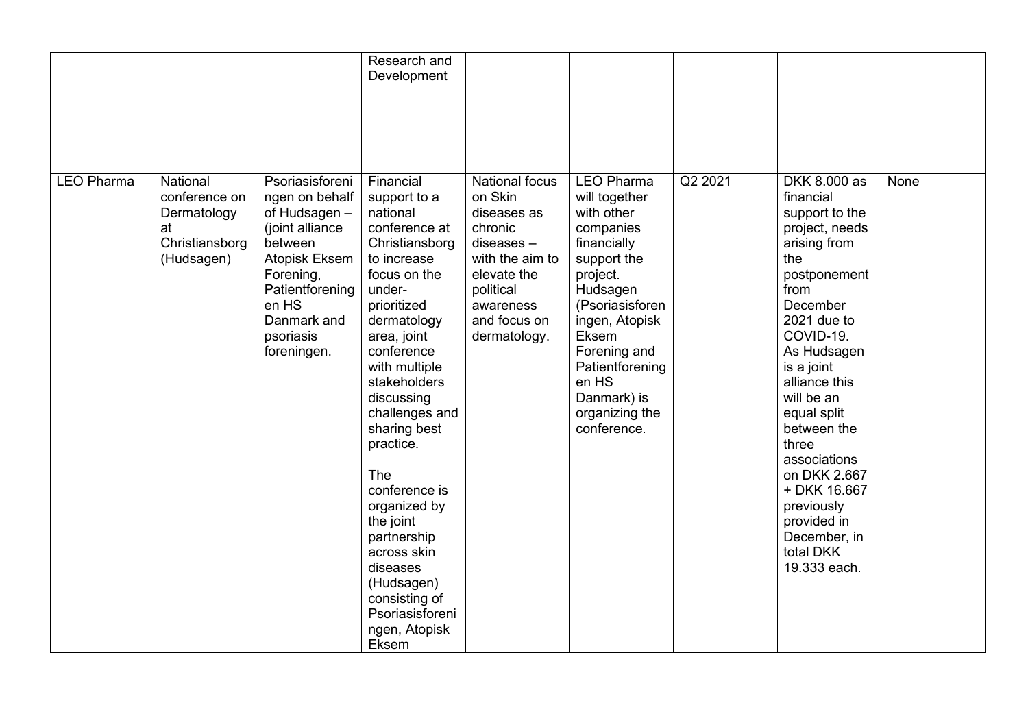| | | | | | | | | |
|---|---|---|---|---|---|---|---|---|
| | | | Research and Development | | | | | |
| LEO Pharma | National conference on Dermatology at Christiansborg (Hudsagen) | Psoriasisforeningen on behalf of Hudsagen – (joint alliance between Atopisk Eksem Forening, Patientforeningen HS Danmark and psoriasis foreningen. | Financial support to a national conference at Christiansborg to increase focus on the under-prioritized dermatology area, joint conference with multiple stakeholders discussing challenges and sharing best practice.<br><br>The conference is organized by the joint partnership across skin diseases (Hudsagen) consisting of Psoriasisforeningen, Atopisk Eksem | National focus on Skin diseases as chronic diseases – with the aim to elevate the political awareness and focus on dermatology. | LEO Pharma will together with other companies financially support the project. Hudsagen (Psoriasisforeningen, Atopisk Eksem Forening and Patientforeningen HS Danmark) is organizing the conference. | Q2 2021 | DKK 8.000 as financial support to the project, needs arising from the postponement from December 2021 due to COVID-19. As Hudsagen is a joint alliance this will be an equal split between the three associations on DKK 2.667 + DKK 16.667 previously provided in December, in total DKK 19.333 each. | None |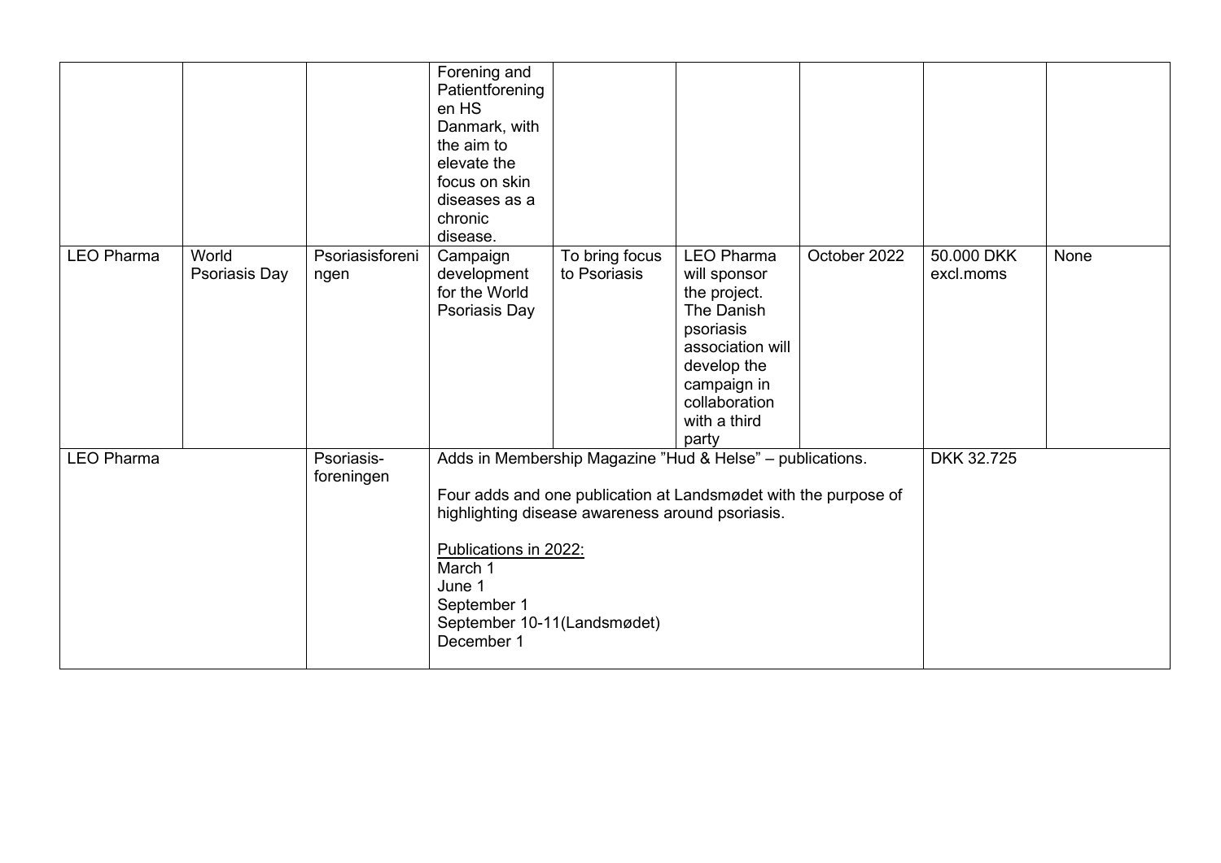| | | | | | | | | |
|---|---|---|---|---|---|---|---|---|
| | | | Forening and Patientforeningen HS Danmark, with the aim to elevate the focus on skin diseases as a chronic disease. | | | | | |
| LEO Pharma | World Psoriasis Day | Psoriasisforeningen | Campaign development for the World Psoriasis Day | To bring focus to Psoriasis | LEO Pharma will sponsor the project. The Danish psoriasis association will develop the campaign in collaboration with a third party | October 2022 | 50.000 DKK excl.moms | None |
| LEO Pharma | | Psoriasis-foreningen | Adds in Membership Magazine "Hud & Helse" – publications.<br><br>Four adds and one publication at Landsmødet with the purpose of highlighting disease awareness around psoriasis.<br><br><u>Publications in 2022:</u><br>March 1<br>June 1<br>September 1<br>September 10-11(Landsmødet)<br>December 1 | | | | DKK 32.725 | |